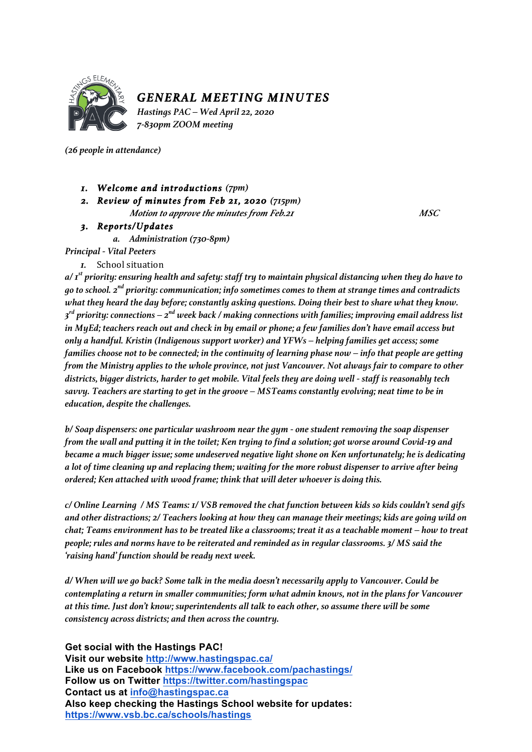# GENERAL MEETING MINUTES

*Hastings PAC – Wed April 22, 2020*
*7-830pm ZOOM meeting*

*(26 people in attendance)*

1. ***Welcome and introductions** (7pm)*
2. ***Review of minutes from Feb 21, 2020** (715pm)*
   *Motion to approve the minutes from Feb.21* — *MSC*
3. ***Reports/Updates***
   a. *Administration (730-8pm)*

*Principal - Vital Peeters*

1. School situation

*a/ 1st priority: ensuring health and safety: staff try to maintain physical distancing when they do have to go to school. 2nd priority: communication; info sometimes comes to them at strange times and contradicts what they heard the day before; constantly asking questions. Doing their best to share what they know. 3rd priority: connections – 2nd week back / making connections with families; improving email address list in MyEd; teachers reach out and check in by email or phone; a few families don't have email access but only a handful. Kristin (Indigenous support worker) and YFWs – helping families get access; some families choose not to be connected; in the continuity of learning phase now – info that people are getting from the Ministry applies to the whole province, not just Vancouver. Not always fair to compare to other districts, bigger districts, harder to get mobile. Vital feels they are doing well - staff is reasonably tech savvy. Teachers are starting to get in the groove – MSTeams constantly evolving; neat time to be in education, despite the challenges.*

*b/ Soap dispensers: one particular washroom near the gym - one student removing the soap dispenser from the wall and putting it in the toilet; Ken trying to find a solution; got worse around Covid-19 and became a much bigger issue; some undeserved negative light shone on Ken unfortunately; he is dedicating a lot of time cleaning up and replacing them; waiting for the more robust dispenser to arrive after being ordered; Ken attached with wood frame; think that will deter whoever is doing this.*

*c/ Online Learning / MS Teams: 1/ VSB removed the chat function between kids so kids couldn't send gifs and other distractions; 2/ Teachers looking at how they can manage their meetings; kids are going wild on chat; Teams environment has to be treated like a classrooms; treat it as a teachable moment – how to treat people; rules and norms have to be reiterated and reminded as in regular classrooms. 3/ MS said the 'raising hand' function should be ready next week.*

*d/ When will we go back? Some talk in the media doesn't necessarily apply to Vancouver. Could be contemplating a return in smaller communities; form what admin knows, not in the plans for Vancouver at this time. Just don't know; superintendents all talk to each other, so assume there will be some consistency across districts; and then across the country.*

**Get social with the Hastings PAC!**
**Visit our website [http://www.hastingspac.ca/](http://www.hastingspac.ca/)**
**Like us on Facebook [https://www.facebook.com/pachastings/](https://www.facebook.com/pachastings/)**
**Follow us on Twitter [https://twitter.com/hastingspac](https://twitter.com/hastingspac)**
**Contact us at [info@hastingspac.ca](mailto:info@hastingspac.ca)**
**Also keep checking the Hastings School website for updates: [https://www.vsb.bc.ca/schools/hastings](https://www.vsb.bc.ca/schools/hastings)**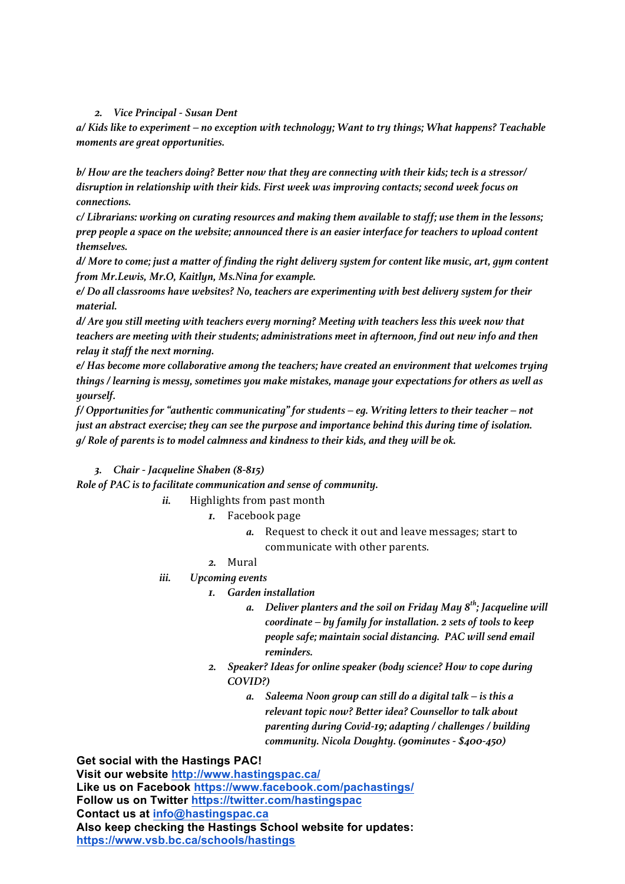2. *Vice Principal - Susan Dent*

*a/ Kids like to experiment – no exception with technology; Want to try things; What happens? Teachable moments are great opportunities.*

*b/ How are the teachers doing? Better now that they are connecting with their kids; tech is a stressor/ disruption in relationship with their kids. First week was improving contacts; second week focus on connections.*

*c/ Librarians: working on curating resources and making them available to staff; use them in the lessons; prep people a space on the website; announced there is an easier interface for teachers to upload content themselves.*

*d/ More to come; just a matter of finding the right delivery system for content like music, art, gym content from Mr.Lewis, Mr.O, Kaitlyn, Ms.Nina for example.*

*e/ Do all classrooms have websites? No, teachers are experimenting with best delivery system for their material.*

*d/ Are you still meeting with teachers every morning? Meeting with teachers less this week now that teachers are meeting with their students; administrations meet in afternoon, find out new info and then relay it staff the next morning.*

*e/ Has become more collaborative among the teachers; have created an environment that welcomes trying things / learning is messy, sometimes you make mistakes, manage your expectations for others as well as yourself.*

*f/ Opportunities for "authentic communicating" for students – eg. Writing letters to their teacher – not just an abstract exercise; they can see the purpose and importance behind this during time of isolation.*

*g/ Role of parents is to model calmness and kindness to their kids, and they will be ok.*

3. *Chair - Jacqueline Shaben (8-815)*

*Role of PAC is to facilitate communication and sense of community.*

- ii. Highlights from past month
  1. Facebook page
     - a. Request to check it out and leave messages; start to communicate with other parents.
  2. Mural
- iii. *Upcoming events*
  1. *Garden installation*
     - a. *Deliver planters and the soil on Friday May 8th; Jacqueline will coordinate – by family for installation. 2 sets of tools to keep people safe; maintain social distancing. PAC will send email reminders.*
  2. *Speaker? Ideas for online speaker (body science? How to cope during COVID?)*
     - a. *Saleema Noon group can still do a digital talk – is this a relevant topic now? Better idea? Counsellor to talk about parenting during Covid-19; adapting / challenges / building community. Nicola Doughty. (90minutes - $400-450)*

**Get social with the Hastings PAC!**
**Visit our website [http://www.hastingspac.ca/](http://www.hastingspac.ca/)**
**Like us on Facebook [https://www.facebook.com/pachastings/](https://www.facebook.com/pachastings/)**
**Follow us on Twitter [https://twitter.com/hastingspac](https://twitter.com/hastingspac)**
**Contact us at [info@hastingspac.ca](mailto:info@hastingspac.ca)**
**Also keep checking the Hastings School website for updates: [https://www.vsb.bc.ca/schools/hastings](https://www.vsb.bc.ca/schools/hastings)**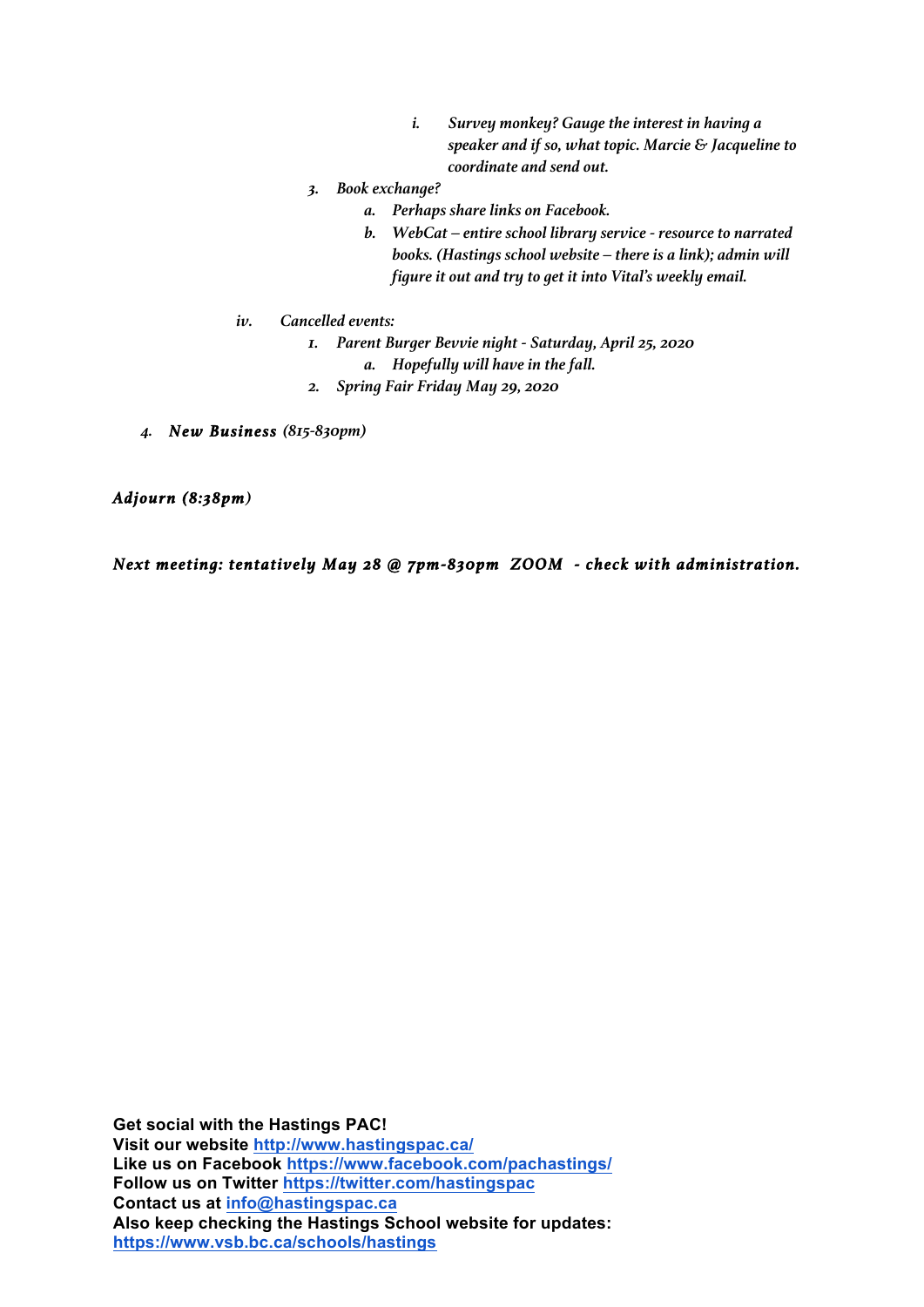i. *Survey monkey? Gauge the interest in having a speaker and if so, what topic. Marcie & Jacqueline to coordinate and send out.*

      3. *Book exchange?*
         a. *Perhaps share links on Facebook.*
         b. *WebCat – entire school library service - resource to narrated books. (Hastings school website – there is a link); admin will figure it out and try to get it into Vital's weekly email.*

   iv. *Cancelled events:*
      1. *Parent Burger Bevvie night - Saturday, April 25, 2020*
         a. *Hopefully will have in the fall.*
      2. *Spring Fair Friday May 29, 2020*

4. ***New Business** (815-830pm)*

***Adjourn** (8:38pm)*

***Next meeting: tentatively May 28 @ 7pm-830pm ZOOM - check with administration.***

**Get social with the Hastings PAC!**
**Visit our website [http://www.hastingspac.ca/](http://www.hastingspac.ca/)**
**Like us on Facebook [https://www.facebook.com/pachastings/](https://www.facebook.com/pachastings/)**
**Follow us on Twitter [https://twitter.com/hastingspac](https://twitter.com/hastingspac)**
**Contact us at [info@hastingspac.ca](mailto:info@hastingspac.ca)**
**Also keep checking the Hastings School website for updates: [https://www.vsb.bc.ca/schools/hastings](https://www.vsb.bc.ca/schools/hastings)**